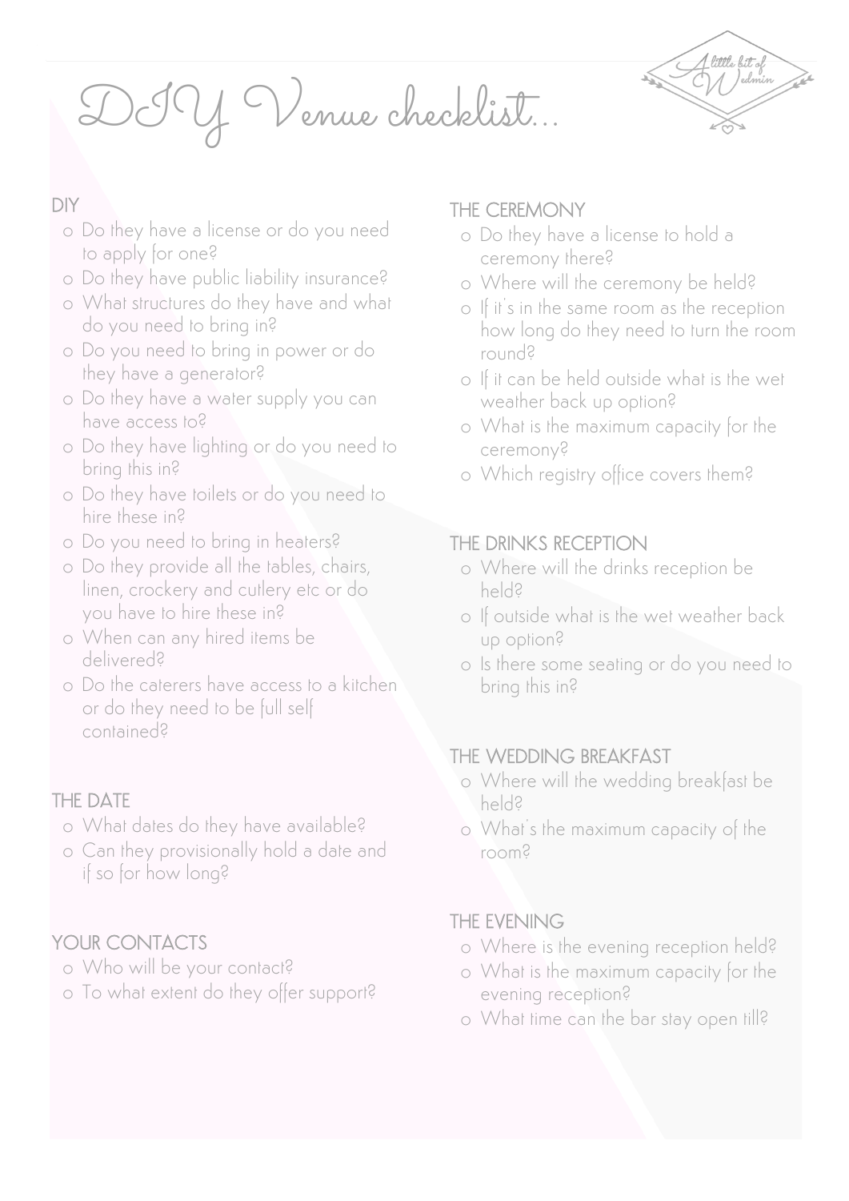# DIY Venue checklist...

## DIY

- Do they have a license or do you need to apply for one?
- Do they have public liability insurance?
- What structures do they have and what do you need to bring in?
- Do you need to bring in power or do they have a generator?
- Do they have a water supply you can have access to?
- Do they have lighting or do you need to bring this in?
- Do they have toilets or do you need to hire these in?
- Do you need to bring in heaters?
- Do they provide all the tables, chairs, linen, crockery and cutlery etc or do you have to hire these in?
- When can any hired items be delivered?
- Do the caterers have access to a kitchen or do they need to be full self contained?

## THE DATE

- What dates do they have available?
- Can they provisionally hold a date and if so for how long?

## YOUR CONTACTS

- Who will be your contact?
- To what extent do they offer support?

## THE CEREMONY

- Do they have a license to hold a ceremony there?
- Where will the ceremony be held?
- If it's in the same room as the reception how long do they need to turn the room round?
- If it can be held outside what is the wet weather back up option?
- What is the maximum capacity for the ceremony?
- Which registry office covers them?

## THE DRINKS RECEPTION

- Where will the drinks reception be held?
- If outside what is the wet weather back up option?
- Is there some seating or do you need to bring this in?

## THE WEDDING BREAKFAST

- Where will the wedding breakfast be held?
- What's the maximum capacity of the room?

## THE EVENING

- Where is the evening reception held?
- What is the maximum capacity for the evening reception?
- What time can the bar stay open till?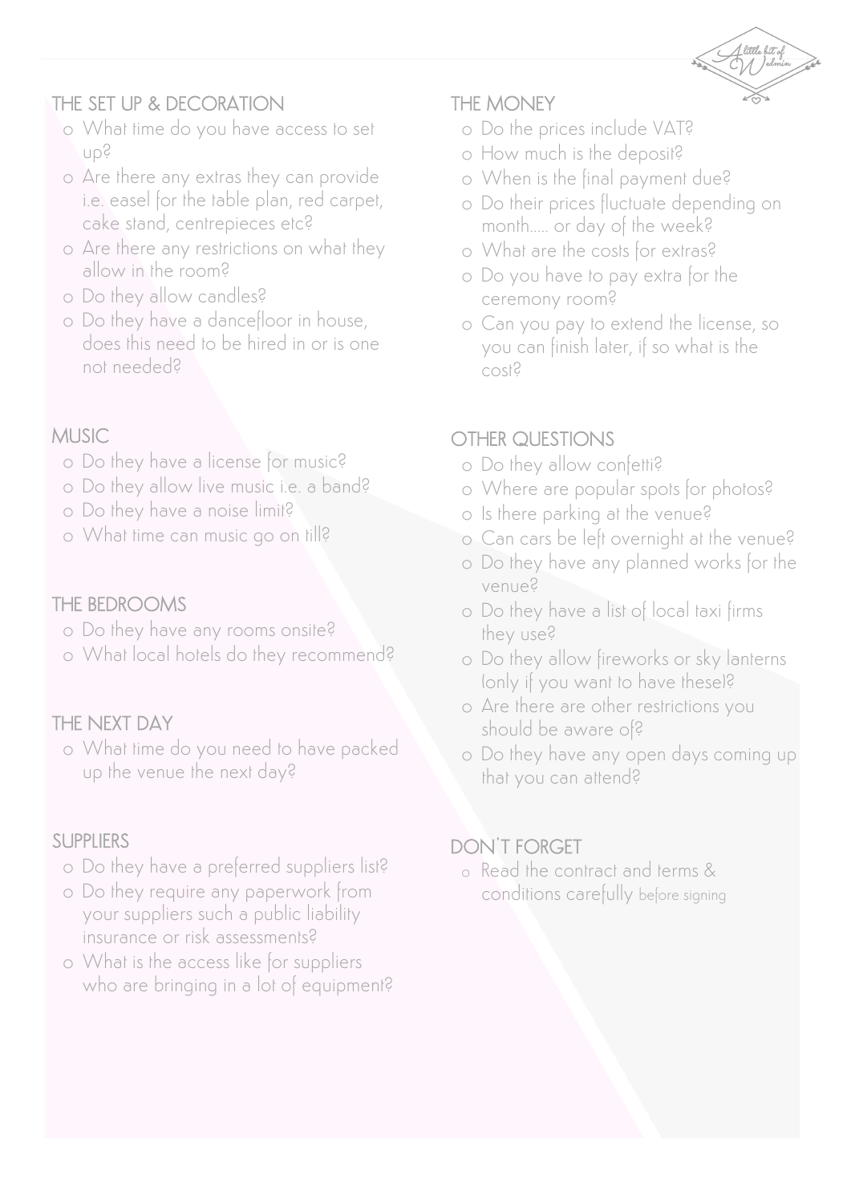## THE SET UP & DECORATION

- What time do you have access to set up?
- Are there any extras they can provide i.e. easel for the table plan, red carpet, cake stand, centrepieces etc?
- Are there any restrictions on what they allow in the room?
- Do they allow candles?
- Do they have a dancefloor in house, does this need to be hired in or is one not needed?

## MUSIC

- Do they have a license for music?
- Do they allow live music i.e. a band?
- Do they have a noise limit?
- What time can music go on till?

## THE BEDROOMS

- Do they have any rooms onsite?
- What local hotels do they recommend?

## THE NEXT DAY

- What time do you need to have packed up the venue the next day?

## SUPPLIERS

- Do they have a preferred suppliers list?
- Do they require any paperwork from your suppliers such a public liability insurance or risk assessments?
- What is the access like for suppliers who are bringing in a lot of equipment?

## THE MONEY

- Do the prices include VAT?
- How much is the deposit?
- When is the final payment due?
- Do their prices fluctuate depending on month….. or day of the week?
- What are the costs for extras?
- Do you have to pay extra for the ceremony room?
- Can you pay to extend the license, so you can finish later, if so what is the cost?

## OTHER QUESTIONS

- Do they allow confetti?
- Where are popular spots for photos?
- Is there parking at the venue?
- Can cars be left overnight at the venue?
- Do they have any planned works for the venue?
- Do they have a list of local taxi firms they use?
- Do they allow fireworks or sky lanterns (only if you want to have these)?
- Are there are other restrictions you should be aware of?
- Do they have any open days coming up that you can attend?

## DON'T FORGET

- Read the contract and terms & conditions carefully before signing